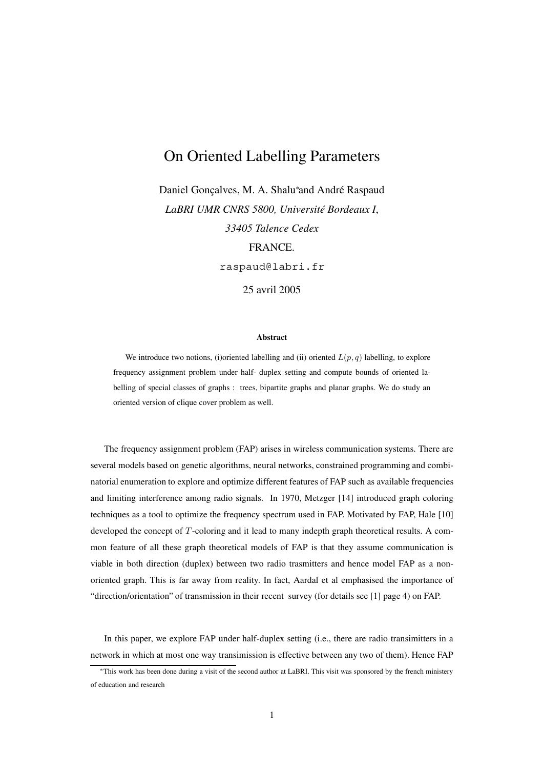# On Oriented Labelling Parameters

Daniel Gonçalves, M. A. Shalu*and André Raspaud

*LaBRI UMR CNRS 5800, Université Bordeaux I,*

*33405 Talence Cedex*

FRANCE.

raspaud@labri.fr

25 avril 2005

**Abstract**

We introduce two notions, (i)oriented labelling and (ii) oriented $L(p, q)$ labelling, to explore frequency assignment problem under half- duplex setting and compute bounds of oriented labelling of special classes of graphs : trees, bipartite graphs and planar graphs. We do study an oriented version of clique cover problem as well.

The frequency assignment problem (FAP) arises in wireless communication systems. There are several models based on genetic algorithms, neural networks, constrained programming and combinatorial enumeration to explore and optimize different features of FAP such as available frequencies and limiting interference among radio signals. In 1970, Metzger [14] introduced graph coloring techniques as a tool to optimize the frequency spectrum used in FAP. Motivated by FAP, Hale [10] developed the concept of $T$-coloring and it lead to many indepth graph theoretical results. A common feature of all these graph theoretical models of FAP is that they assume communication is viable in both direction (duplex) between two radio trasmitters and hence model FAP as a non-oriented graph. This is far away from reality. In fact, Aardal et al emphasised the importance of "direction/orientation" of transmission in their recent survey (for details see [1] page 4) on FAP.

In this paper, we explore FAP under half-duplex setting (i.e., there are radio transimitters in a network in which at most one way transimission is effective between any two of them). Hence FAP

*This work has been done during a visit of the second author at LaBRI. This visit was sponsored by the french ministery of education and research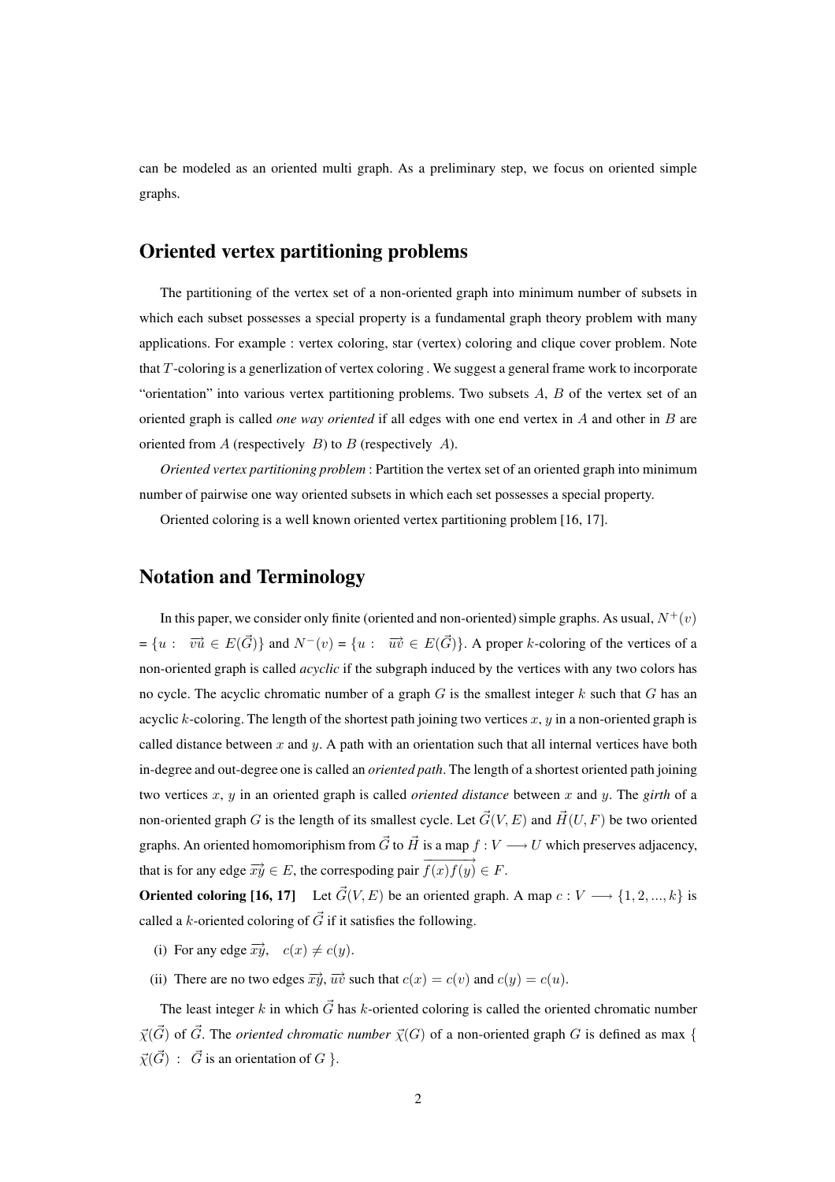can be modeled as an oriented multi graph. As a preliminary step, we focus on oriented simple graphs.

## Oriented vertex partitioning problems

The partitioning of the vertex set of a non-oriented graph into minimum number of subsets in which each subset possesses a special property is a fundamental graph theory problem with many applications. For example : vertex coloring, star (vertex) coloring and clique cover problem. Note that $T$-coloring is a generlization of vertex coloring . We suggest a general frame work to incorporate "orientation" into various vertex partitioning problems. Two subsets $A$, $B$ of the vertex set of an oriented graph is called *one way oriented* if all edges with one end vertex in $A$ and other in $B$ are oriented from $A$ (respectively $B$) to $B$ (respectively $A$).

*Oriented vertex partitioning problem* : Partition the vertex set of an oriented graph into minimum number of pairwise one way oriented subsets in which each set possesses a special property.

Oriented coloring is a well known oriented vertex partitioning problem [16, 17].

## Notation and Terminology

In this paper, we consider only finite (oriented and non-oriented) simple graphs. As usual, $N^+(v)$ = $\{u : \overrightarrow{vu} \in E(\vec{G})\}$ and $N^-(v)$ = $\{u : \overrightarrow{uv} \in E(\vec{G})\}$. A proper $k$-coloring of the vertices of a non-oriented graph is called *acyclic* if the subgraph induced by the vertices with any two colors has no cycle. The acyclic chromatic number of a graph $G$ is the smallest integer $k$ such that $G$ has an acyclic $k$-coloring. The length of the shortest path joining two vertices $x$, $y$ in a non-oriented graph is called distance between $x$ and $y$. A path with an orientation such that all internal vertices have both in-degree and out-degree one is called an *oriented path*. The length of a shortest oriented path joining two vertices $x$, $y$ in an oriented graph is called *oriented distance* between $x$ and $y$. The *girth* of a non-oriented graph $G$ is the length of its smallest cycle. Let $\vec{G}(V, E)$ and $\vec{H}(U, F)$ be two oriented graphs. An oriented homomoriphism from $\vec{G}$ to $\vec{H}$ is a map $f : V \longrightarrow U$ which preserves adjacency, that is for any edge $\overrightarrow{xy} \in E$, the correspoding pair $\overrightarrow{f(x)f(y)} \in F$.

**Oriented coloring [16, 17]** Let $\vec{G}(V, E)$ be an oriented graph. A map $c : V \longrightarrow \{1, 2, ..., k\}$ is called a $k$-oriented coloring of $\vec{G}$ if it satisfies the following.

(i) For any edge $\overrightarrow{xy}$, $c(x) \neq c(y)$.

(ii) There are no two edges $\overrightarrow{xy}$, $\overrightarrow{uv}$ such that $c(x) = c(v)$ and $c(y) = c(u)$.

The least integer $k$ in which $\vec{G}$ has $k$-oriented coloring is called the oriented chromatic number $\vec{\chi}(\vec{G})$ of $\vec{G}$. The *oriented chromatic number* $\vec{\chi}(G)$ of a non-oriented graph $G$ is defined as max $\{ \vec{\chi}(\vec{G}) : \vec{G}$ is an orientation of $G \}$.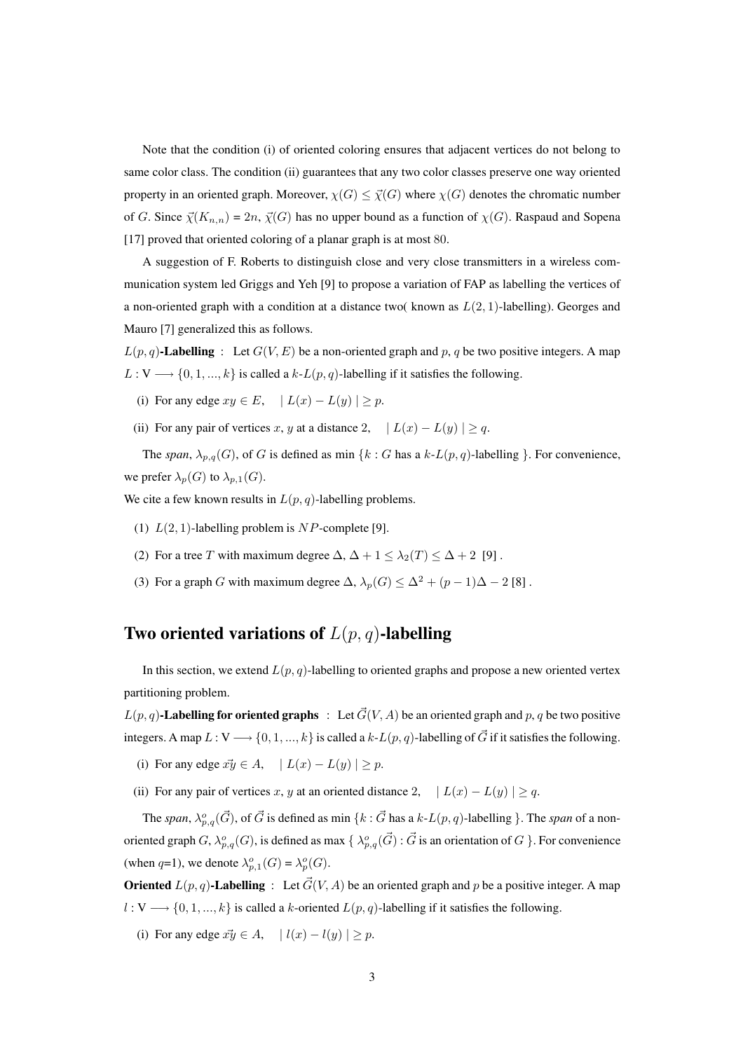Note that the condition (i) of oriented coloring ensures that adjacent vertices do not belong to same color class. The condition (ii) guarantees that any two color classes preserve one way oriented property in an oriented graph. Moreover, $\chi(G) \leq \vec{\chi}(G)$ where $\chi(G)$ denotes the chromatic number of $G$. Since $\vec{\chi}(K_{n,n}) = 2n$, $\vec{\chi}(G)$ has no upper bound as a function of $\chi(G)$. Raspaud and Sopena [17] proved that oriented coloring of a planar graph is at most 80.

A suggestion of F. Roberts to distinguish close and very close transmitters in a wireless communication system led Griggs and Yeh [9] to propose a variation of FAP as labelling the vertices of a non-oriented graph with a condition at a distance two( known as $L(2,1)$-labelling). Georges and Mauro [7] generalized this as follows.

**$L(p,q)$-Labelling** : Let $G(V,E)$ be a non-oriented graph and $p, q$ be two positive integers. A map $L : V \longrightarrow \{0, 1, ..., k\}$ is called a $k$-$L(p,q)$-labelling if it satisfies the following.

(i) For any edge $xy \in E$, $\mid L(x) - L(y) \mid \geq p$.

(ii) For any pair of vertices $x, y$ at a distance 2, $\mid L(x) - L(y) \mid \geq q$.

The *span*, $\lambda_{p,q}(G)$, of $G$ is defined as min $\{k : G$ has a $k$-$L(p,q)$-labelling $\}$. For convenience, we prefer $\lambda_p(G)$ to $\lambda_{p,1}(G)$.

We cite a few known results in $L(p,q)$-labelling problems.

(1) $L(2,1)$-labelling problem is $NP$-complete [9].

(2) For a tree $T$ with maximum degree $\Delta$, $\Delta + 1 \leq \lambda_2(T) \leq \Delta + 2$ [9] .

(3) For a graph $G$ with maximum degree $\Delta$, $\lambda_p(G) \leq \Delta^2 + (p-1)\Delta - 2$ [8] .

## Two oriented variations of $L(p,q)$-labelling

In this section, we extend $L(p,q)$-labelling to oriented graphs and propose a new oriented vertex partitioning problem.

**$L(p,q)$-Labelling for oriented graphs** : Let $\vec{G}(V,A)$ be an oriented graph and $p, q$ be two positive integers. A map $L : V \longrightarrow \{0, 1, ..., k\}$ is called a $k$-$L(p,q)$-labelling of $\vec{G}$ if it satisfies the following.

(i) For any edge $\vec{xy} \in A$, $\mid L(x) - L(y) \mid \geq p$.

(ii) For any pair of vertices $x, y$ at an oriented distance 2, $\mid L(x) - L(y) \mid \geq q$.

The *span*, $\lambda^o_{p,q}(\vec{G})$, of $\vec{G}$ is defined as min $\{k : \vec{G}$ has a $k$-$L(p,q)$-labelling $\}$. The *span* of a non-oriented graph $G$, $\lambda^o_{p,q}(G)$, is defined as max $\{ \lambda^o_{p,q}(\vec{G}) : \vec{G}$ is an orientation of $G \}$. For convenience (when $q$=1), we denote $\lambda^o_{p,1}(G) = \lambda^o_p(G)$.

**Oriented $L(p,q)$-Labelling** : Let $\vec{G}(V,A)$ be an oriented graph and $p$ be a positive integer. A map $l : V \longrightarrow \{0, 1, ..., k\}$ is called a $k$-oriented $L(p,q)$-labelling if it satisfies the following.

(i) For any edge $\vec{xy} \in A$, $\mid l(x) - l(y) \mid \geq p$.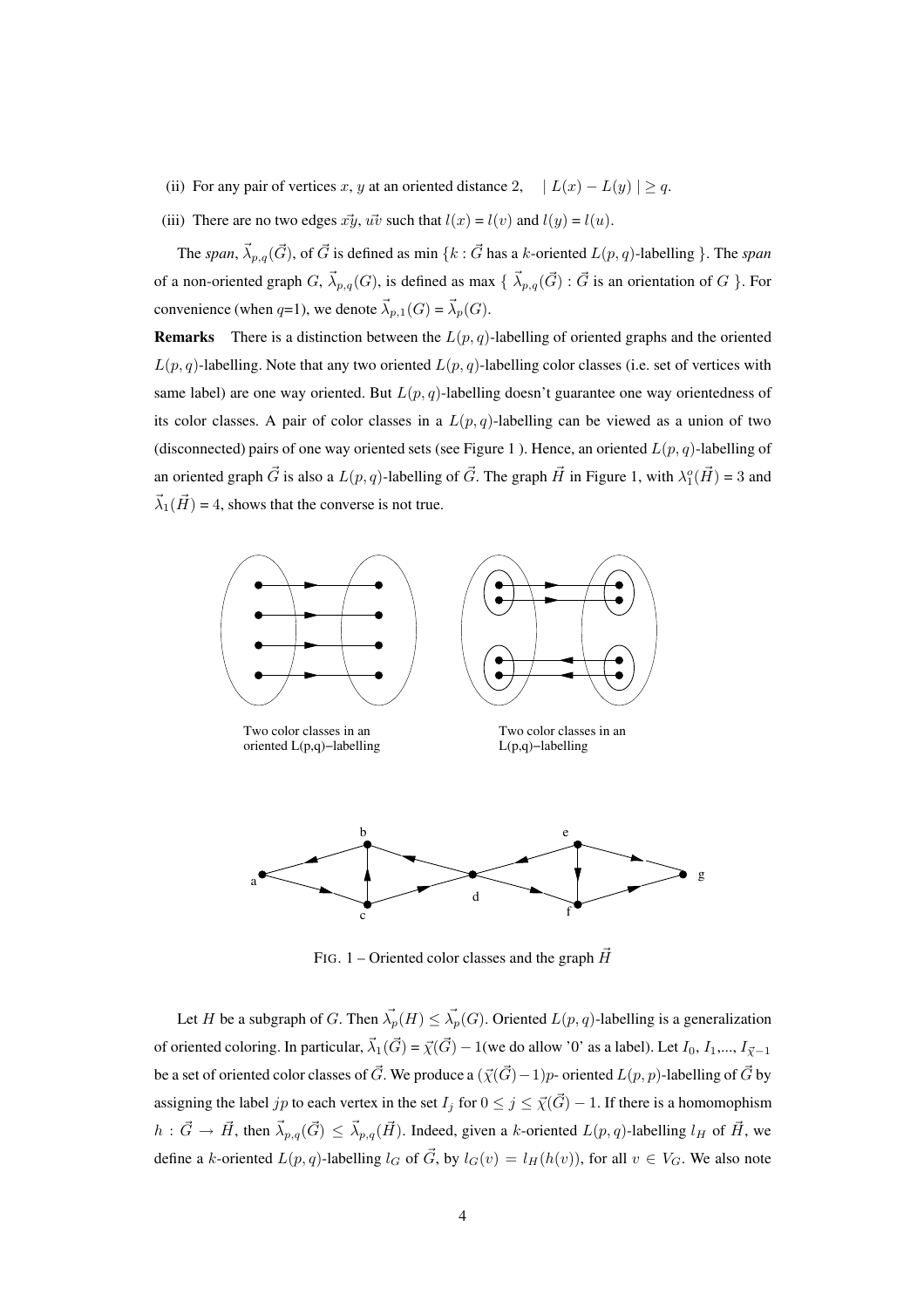(ii) For any pair of vertices $x$, $y$ at an oriented distance 2, $\quad | L(x) - L(y) | \geq q$.

(iii) There are no two edges $\vec{xy}$, $\vec{uv}$ such that $l(x) = l(v)$ and $l(y) = l(u)$.

The *span*, $\vec{\lambda}_{p,q}(\vec{G})$, of $\vec{G}$ is defined as min $\{k : \vec{G}$ has a $k$-oriented $L(p,q)$-labelling $\}$. The *span* of a non-oriented graph $G$, $\vec{\lambda}_{p,q}(G)$, is defined as max $\{ \vec{\lambda}_{p,q}(\vec{G}) : \vec{G}$ is an orientation of $G$ $\}$. For convenience (when $q$=1), we denote $\vec{\lambda}_{p,1}(G) = \vec{\lambda}_{p}(G)$.

**Remarks** There is a distinction between the $L(p,q)$-labelling of oriented graphs and the oriented $L(p,q)$-labelling. Note that any two oriented $L(p,q)$-labelling color classes (i.e. set of vertices with same label) are one way oriented. But $L(p,q)$-labelling doesn't guarantee one way orientedness of its color classes. A pair of color classes in a $L(p,q)$-labelling can be viewed as a union of two (disconnected) pairs of one way oriented sets (see Figure 1 ). Hence, an oriented $L(p,q)$-labelling of an oriented graph $\vec{G}$ is also a $L(p,q)$-labelling of $\vec{G}$. The graph $\vec{H}$ in Figure 1, with $\lambda_1^o(\vec{H}) = 3$ and $\vec{\lambda}_1(\vec{H}) = 4$, shows that the converse is not true.

Two color classes in an oriented L(p,q)–labelling

Two color classes in an L(p,q)–labelling

FIG. 1 – Oriented color classes and the graph $\vec{H}$

Let $H$ be a subgraph of $G$. Then $\vec{\lambda}_p(H) \leq \vec{\lambda}_p(G)$. Oriented $L(p,q)$-labelling is a generalization of oriented coloring. In particular, $\vec{\lambda}_1(\vec{G}) = \vec{\chi}(\vec{G}) - 1$(we do allow '0' as a label). Let $I_0$, $I_1$,..., $I_{\vec{\chi}-1}$ be a set of oriented color classes of $\vec{G}$. We produce a $(\vec{\chi}(\vec{G})-1)p$- oriented $L(p,p)$-labelling of $\vec{G}$ by assigning the label $jp$ to each vertex in the set $I_j$ for $0 \leq j \leq \vec{\chi}(\vec{G}) - 1$. If there is a homomophism $h : \vec{G} \rightarrow \vec{H}$, then $\vec{\lambda}_{p,q}(\vec{G}) \leq \vec{\lambda}_{p,q}(\vec{H})$. Indeed, given a $k$-oriented $L(p,q)$-labelling $l_H$ of $\vec{H}$, we define a $k$-oriented $L(p,q)$-labelling $l_G$ of $\vec{G}$, by $l_G(v) = l_H(h(v))$, for all $v \in V_G$. We also note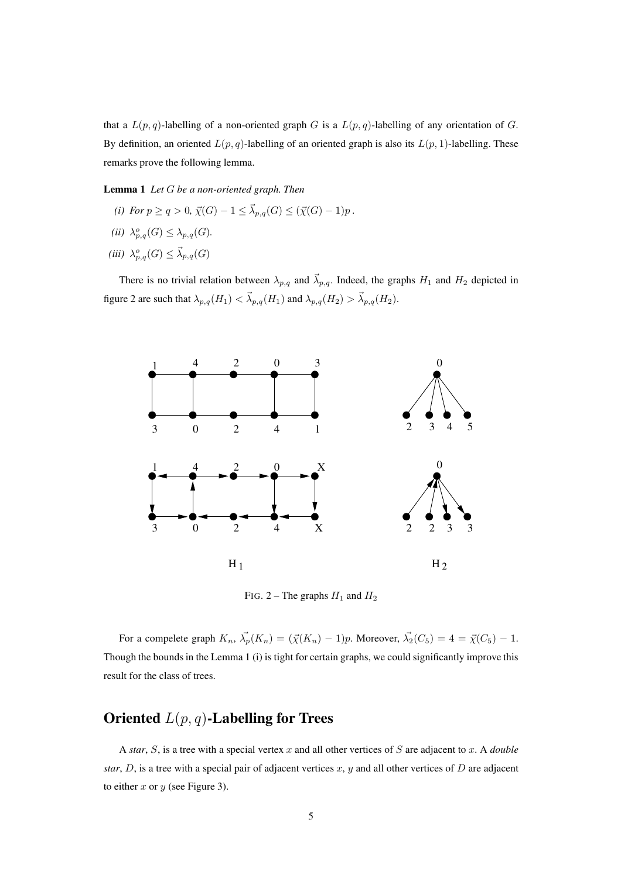that a $L(p, q)$-labelling of a non-oriented graph $G$ is a $L(p, q)$-labelling of any orientation of $G$. By definition, an oriented $L(p, q)$-labelling of an oriented graph is also its $L(p, 1)$-labelling. These remarks prove the following lemma.

**Lemma 1** *Let $G$ be a non-oriented graph. Then*

*(i) For $p \geq q > 0$, $\vec{\chi}(G) - 1 \leq \vec{\lambda}_{p,q}(G) \leq (\vec{\chi}(G) - 1)p$.*

*(ii) $\lambda^o_{p,q}(G) \leq \lambda_{p,q}(G)$.*

*(iii) $\lambda^o_{p,q}(G) \leq \vec{\lambda}_{p,q}(G)$*

There is no trivial relation between $\lambda_{p,q}$ and $\vec{\lambda}_{p,q}$. Indeed, the graphs $H_1$ and $H_2$ depicted in figure 2 are such that $\lambda_{p,q}(H_1) < \vec{\lambda}_{p,q}(H_1)$ and $\lambda_{p,q}(H_2) > \vec{\lambda}_{p,q}(H_2)$.

FIG. 2 – The graphs $H_1$ and $H_2$

For a compelete graph $K_n$, $\vec{\lambda_p}(K_n) = (\vec{\chi}(K_n) - 1)p$. Moreover, $\vec{\lambda_2}(C_5) = 4 = \vec{\chi}(C_5) - 1$. Though the bounds in the Lemma 1 (i) is tight for certain graphs, we could significantly improve this result for the class of trees.

## Oriented $L(p, q)$-Labelling for Trees

A *star*, $S$, is a tree with a special vertex $x$ and all other vertices of $S$ are adjacent to $x$. A *double star*, $D$, is a tree with a special pair of adjacent vertices $x$, $y$ and all other vertices of $D$ are adjacent to either $x$ or $y$ (see Figure 3).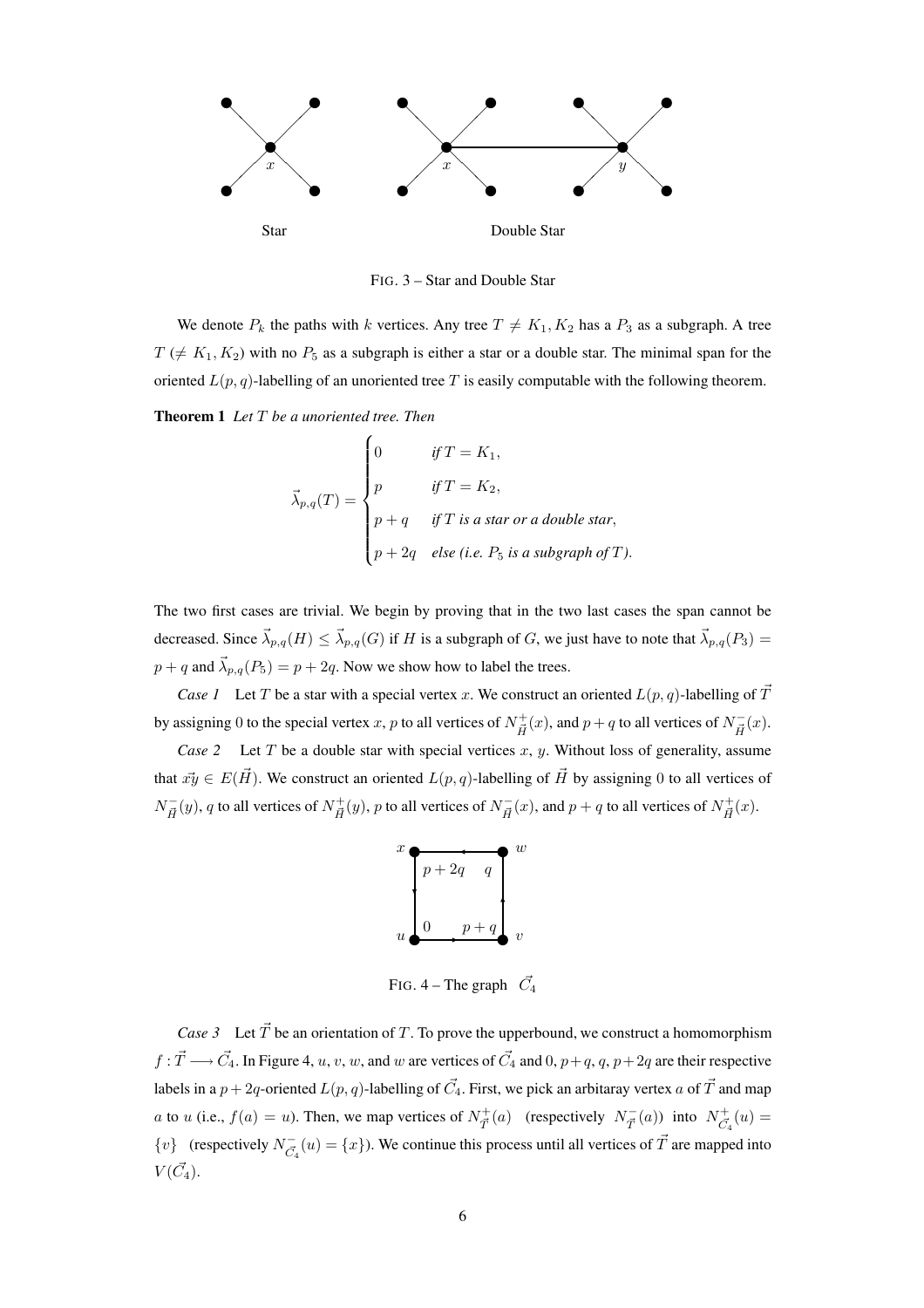FIG. 3 – Star and Double Star

We denote $P_k$ the paths with $k$ vertices. Any tree $T \neq K_1, K_2$ has a $P_3$ as a subgraph. A tree $T$ ($\neq K_1, K_2$) with no $P_5$ as a subgraph is either a star or a double star. The minimal span for the oriented $L(p,q)$-labelling of an unoriented tree $T$ is easily computable with the following theorem.

**Theorem 1** *Let $T$ be a unoriented tree. Then*

$$\vec{\lambda}_{p,q}(T) = \begin{cases} 0 & \text{if } T = K_1, \\ p & \text{if } T = K_2, \\ p+q & \text{if } T \text{ is a star or a double star}, \\ p+2q & \text{else (i.e. } P_5 \text{ is a subgraph of } T). \end{cases}$$

The two first cases are trivial. We begin by proving that in the two last cases the span cannot be decreased. Since $\vec{\lambda}_{p,q}(H) \leq \vec{\lambda}_{p,q}(G)$ if $H$ is a subgraph of $G$, we just have to note that $\vec{\lambda}_{p,q}(P_3) = p+q$ and $\vec{\lambda}_{p,q}(P_5) = p+2q$. Now we show how to label the trees.

*Case 1* Let $T$ be a star with a special vertex $x$. We construct an oriented $L(p,q)$-labelling of $\vec{T}$ by assigning $0$ to the special vertex $x$, $p$ to all vertices of $N^+_{\vec{H}}(x)$, and $p+q$ to all vertices of $N^-_{\vec{H}}(x)$.

*Case 2* Let $T$ be a double star with special vertices $x$, $y$. Without loss of generality, assume that $\vec{xy} \in E(\vec{H})$. We construct an oriented $L(p,q)$-labelling of $\vec{H}$ by assigning $0$ to all vertices of $N^-_{\vec{H}}(y)$, $q$ to all vertices of $N^+_{\vec{H}}(y)$, $p$ to all vertices of $N^-_{\vec{H}}(x)$, and $p+q$ to all vertices of $N^+_{\vec{H}}(x)$.

FIG. 4 – The graph $\vec{C_4}$

*Case 3* Let $\vec{T}$ be an orientation of $T$. To prove the upperbound, we construct a homomorphism $f : \vec{T} \longrightarrow \vec{C_4}$. In Figure 4, $u$, $v$, $w$, and $w$ are vertices of $\vec{C_4}$ and $0, p+q, q, p+2q$ are their respective labels in a $p+2q$-oriented $L(p,q)$-labelling of $\vec{C_4}$. First, we pick an arbitaray vertex $a$ of $\vec{T}$ and map $a$ to $u$ (i.e., $f(a) = u$). Then, we map vertices of $N^+_{\vec{T}}(a)$ (respectively $N^-_{\vec{T}}(a)$) into $N^+_{\vec{C_4}}(u) = \{v\}$ (respectively $N^-_{\vec{C_4}}(u) = \{x\}$). We continue this process until all vertices of $\vec{T}$ are mapped into $V(\vec{C_4})$.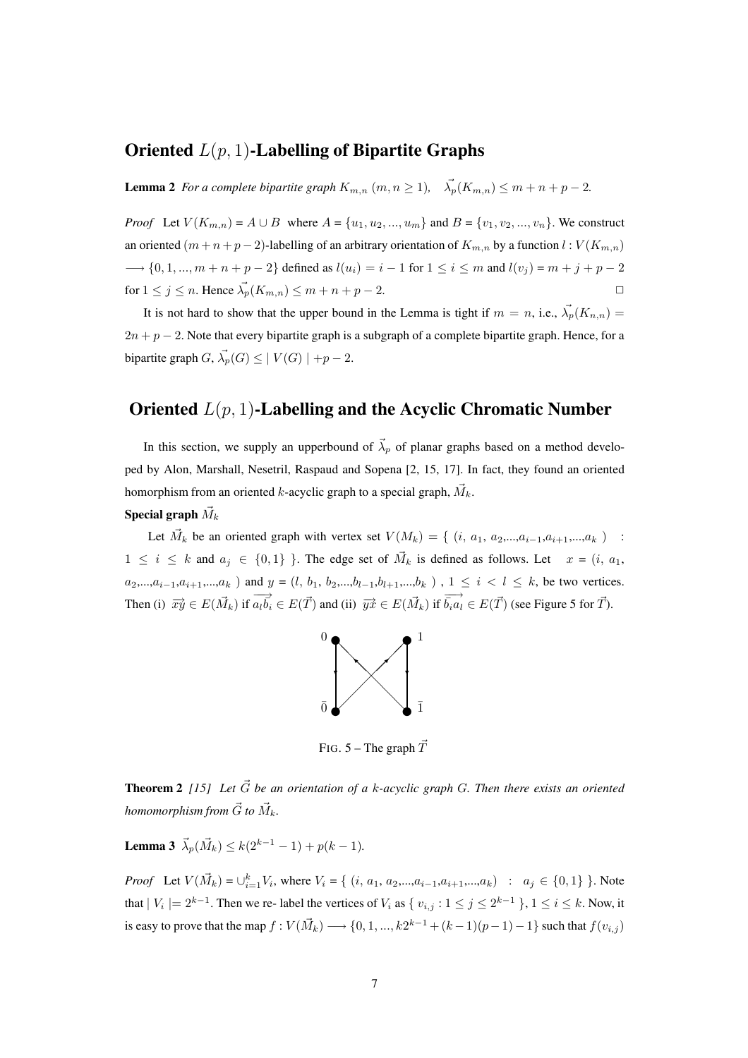## Oriented $L(p,1)$-Labelling of Bipartite Graphs

**Lemma 2** *For a complete bipartite graph $K_{m,n}$ $(m, n \geq 1)$, $\vec{\lambda_p}(K_{m,n}) \leq m + n + p - 2$.*

*Proof* Let $V(K_{m,n}) = A \cup B$ where $A = \{u_1, u_2, ..., u_m\}$ and $B = \{v_1, v_2, ..., v_n\}$. We construct an oriented $(m+n+p-2)$-labelling of an arbitrary orientation of $K_{m,n}$ by a function $l : V(K_{m,n}) \longrightarrow \{0, 1, ..., m+n+p-2\}$ defined as $l(u_i) = i - 1$ for $1 \leq i \leq m$ and $l(v_j) = m + j + p - 2$ for $1 \leq j \leq n$. Hence $\vec{\lambda_p}(K_{m,n}) \leq m + n + p - 2$. □

It is not hard to show that the upper bound in the Lemma is tight if $m = n$, i.e., $\vec{\lambda_p}(K_{n,n}) = 2n + p - 2$. Note that every bipartite graph is a subgraph of a complete bipartite graph. Hence, for a bipartite graph $G$, $\vec{\lambda_p}(G) \leq |V(G)| + p - 2$.

## Oriented $L(p,1)$-Labelling and the Acyclic Chromatic Number

In this section, we supply an upperbound of $\vec{\lambda}_p$ of planar graphs based on a method developed by Alon, Marshall, Nesetril, Raspaud and Sopena [2, 15, 17]. In fact, they found an oriented homorphism from an oriented $k$-acyclic graph to a special graph, $\vec{M}_k$.

**Special graph $\vec{M}_k$**

Let $\vec{M}_k$ be an oriented graph with vertex set $V(M_k) = \{ (i, a_1, a_2, ..., a_{i-1}, a_{i+1}, ..., a_k) : 1 \leq i \leq k$ and $a_j \in \{0, 1\} \}$. The edge set of $\vec{M}_k$ is defined as follows. Let $x = (i, a_1, a_2, ..., a_{i-1}, a_{i+1}, ..., a_k)$ and $y = (l, b_1, b_2, ..., b_{l-1}, b_{l+1}, ..., b_k)$, $1 \leq i < l \leq k$, be two vertices. Then (i) $\overrightarrow{xy} \in E(\vec{M}_k)$ if $\overrightarrow{a_l \bar{b_i}} \in E(\vec{T})$ and (ii) $\overrightarrow{yx} \in E(\vec{M}_k)$ if $\overrightarrow{\bar{b_i} a_l} \in E(\vec{T})$ (see Figure 5 for $\vec{T}$).

FIG. 5 – The graph $\vec{T}$

**Theorem 2** *[15] Let $\vec{G}$ be an orientation of a $k$-acyclic graph $G$. Then there exists an oriented homomorphism from $\vec{G}$ to $\vec{M}_k$.*

**Lemma 3** $\vec{\lambda}_p(\vec{M}_k) \leq k(2^{k-1} - 1) + p(k - 1)$.

*Proof* Let $V(\vec{M}_k) = \cup_{i=1}^{k} V_i$, where $V_i = \{ (i, a_1, a_2, ..., a_{i-1}, a_{i+1}, ..., a_k) : a_j \in \{0, 1\} \}$. Note that $|V_i| = 2^{k-1}$. Then we re- label the vertices of $V_i$ as $\{ v_{i,j} : 1 \leq j \leq 2^{k-1} \}$, $1 \leq i \leq k$. Now, it is easy to prove that the map $f : V(\vec{M}_k) \longrightarrow \{0, 1, ..., k2^{k-1} + (k-1)(p-1) - 1\}$ such that $f(v_{i,j})$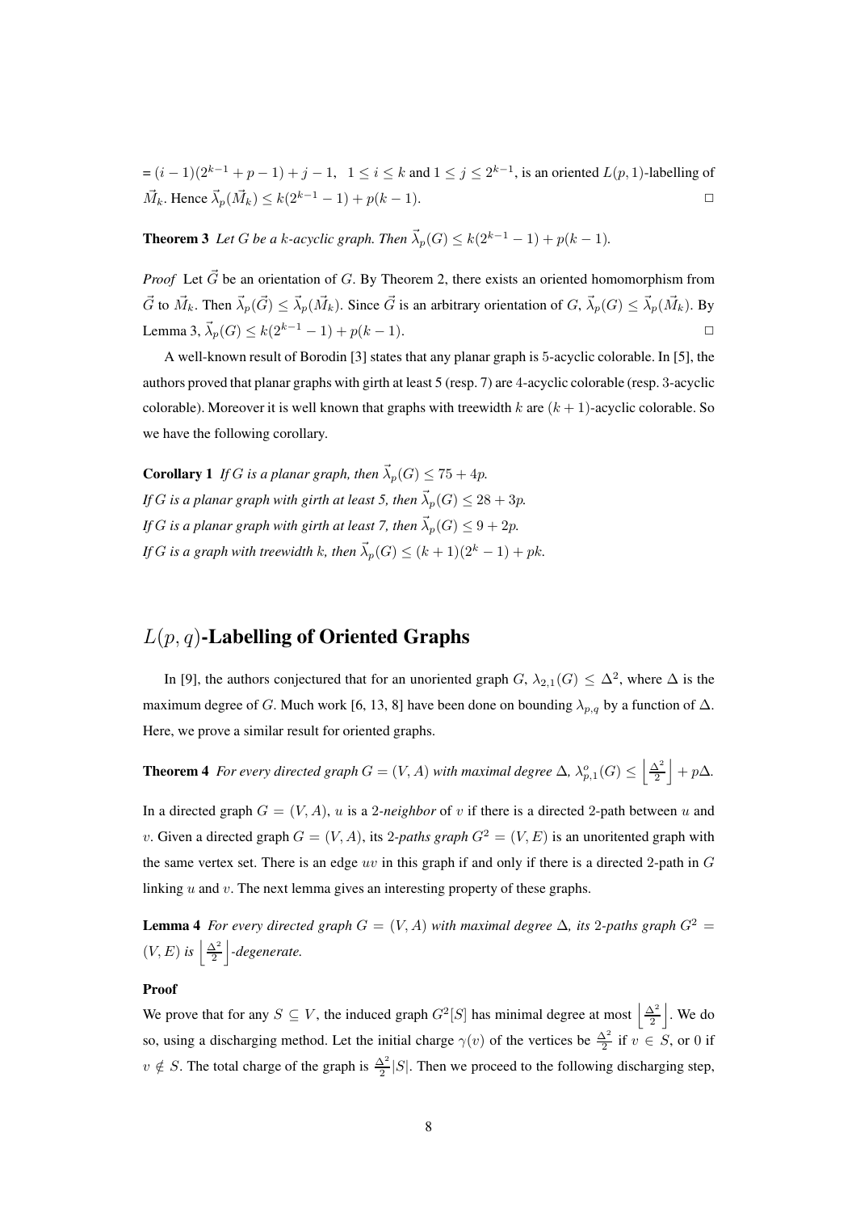= $(i-1)(2^{k-1}+p-1)+j-1$, $1 \leq i \leq k$ and $1 \leq j \leq 2^{k-1}$, is an oriented $L(p,1)$-labelling of $\vec{M}_k$. Hence $\vec{\lambda}_p(\vec{M}_k) \leq k(2^{k-1}-1)+p(k-1)$. □

**Theorem 3** *Let $G$ be a $k$-acyclic graph. Then $\vec{\lambda}_p(G) \leq k(2^{k-1}-1)+p(k-1)$.*

*Proof* Let $\vec{G}$ be an orientation of $G$. By Theorem 2, there exists an oriented homomorphism from $\vec{G}$ to $\vec{M}_k$. Then $\vec{\lambda}_p(\vec{G}) \leq \vec{\lambda}_p(\vec{M}_k)$. Since $\vec{G}$ is an arbitrary orientation of $G$, $\vec{\lambda}_p(G) \leq \vec{\lambda}_p(\vec{M}_k)$. By Lemma 3, $\vec{\lambda}_p(G) \leq k(2^{k-1}-1)+p(k-1)$. □

A well-known result of Borodin [3] states that any planar graph is 5-acyclic colorable. In [5], the authors proved that planar graphs with girth at least 5 (resp. 7) are 4-acyclic colorable (resp. 3-acyclic colorable). Moreover it is well known that graphs with treewidth $k$ are $(k+1)$-acyclic colorable. So we have the following corollary.

**Corollary 1** *If $G$ is a planar graph, then $\vec{\lambda}_p(G) \leq 75+4p$.*
*If $G$ is a planar graph with girth at least 5, then $\vec{\lambda}_p(G) \leq 28+3p$.*
*If $G$ is a planar graph with girth at least 7, then $\vec{\lambda}_p(G) \leq 9+2p$.*
*If $G$ is a graph with treewidth $k$, then $\vec{\lambda}_p(G) \leq (k+1)(2^k-1)+pk$.*

## $L(p,q)$-Labelling of Oriented Graphs

In [9], the authors conjectured that for an unoriented graph $G$, $\lambda_{2,1}(G) \leq \Delta^2$, where $\Delta$ is the maximum degree of $G$. Much work [6, 13, 8] have been done on bounding $\lambda_{p,q}$ by a function of $\Delta$. Here, we prove a similar result for oriented graphs.

**Theorem 4** *For every directed graph $G=(V,A)$ with maximal degree $\Delta$, $\lambda^o_{p,1}(G) \leq \left\lfloor \frac{\Delta^2}{2} \right\rfloor + p\Delta$.*

In a directed graph $G=(V,A)$, $u$ is a 2*-neighbor* of $v$ if there is a directed 2-path between $u$ and $v$. Given a directed graph $G=(V,A)$, its 2*-paths graph* $G^2=(V,E)$ is an unoritented graph with the same vertex set. There is an edge $uv$ in this graph if and only if there is a directed 2-path in $G$ linking $u$ and $v$. The next lemma gives an interesting property of these graphs.

**Lemma 4** *For every directed graph $G=(V,A)$ with maximal degree $\Delta$, its 2-paths graph $G^2=(V,E)$ is $\left\lfloor \frac{\Delta^2}{2} \right\rfloor$-degenerate.*

**Proof**

We prove that for any $S \subseteq V$, the induced graph $G^2[S]$ has minimal degree at most $\left\lfloor \frac{\Delta^2}{2} \right\rfloor$. We do so, using a discharging method. Let the initial charge $\gamma(v)$ of the vertices be $\frac{\Delta^2}{2}$ if $v \in S$, or 0 if $v \notin S$. The total charge of the graph is $\frac{\Delta^2}{2}|S|$. Then we proceed to the following discharging step,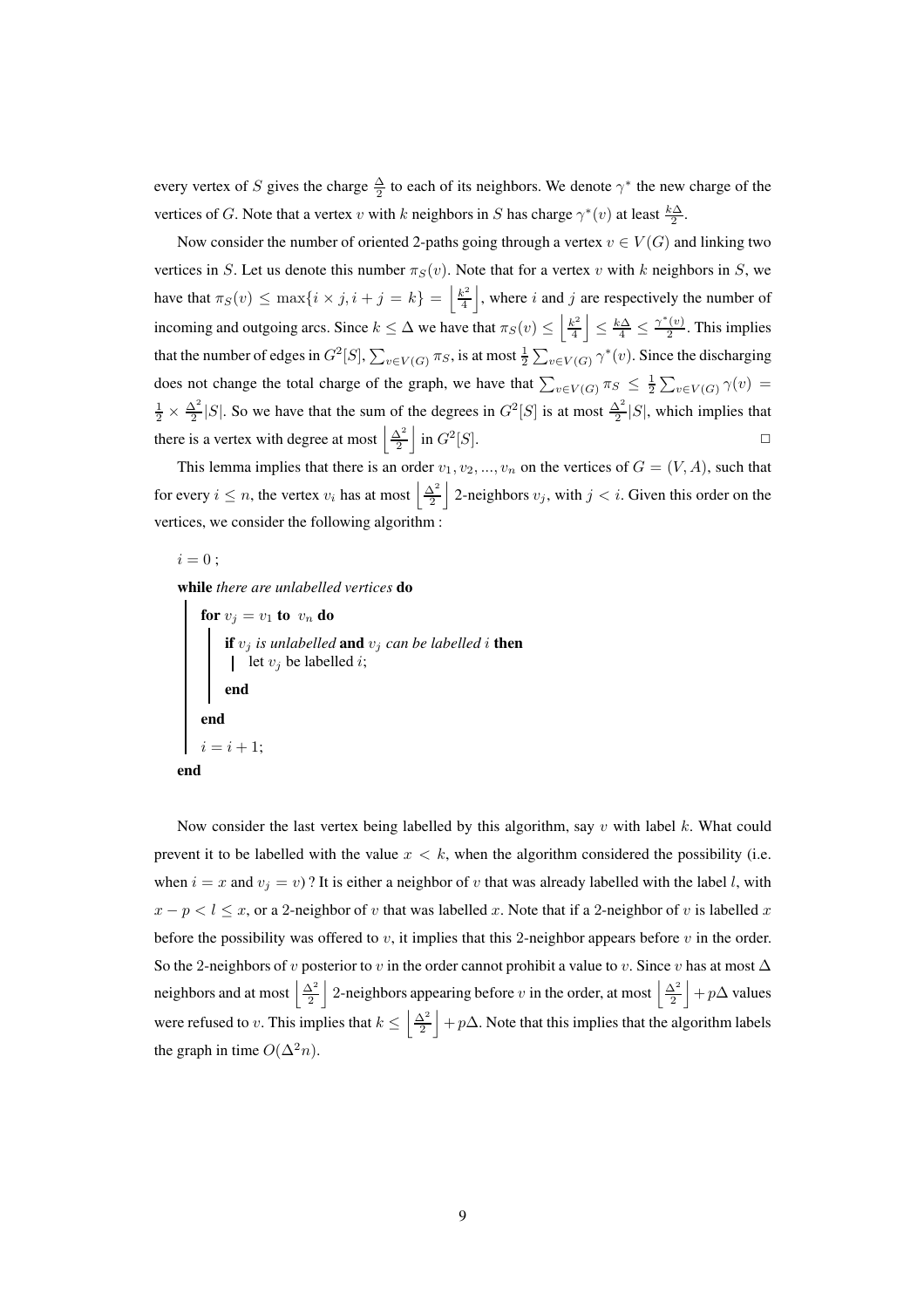every vertex of $S$ gives the charge $\frac{\Delta}{2}$ to each of its neighbors. We denote $\gamma^*$ the new charge of the vertices of $G$. Note that a vertex $v$ with $k$ neighbors in $S$ has charge $\gamma^*(v)$ at least $\frac{k\Delta}{2}$.

Now consider the number of oriented 2-paths going through a vertex $v \in V(G)$ and linking two vertices in $S$. Let us denote this number $\pi_S(v)$. Note that for a vertex $v$ with $k$ neighbors in $S$, we have that $\pi_S(v) \leq \max\{i \times j, i + j = k\} = \left\lfloor \frac{k^2}{4} \right\rfloor$, where $i$ and $j$ are respectively the number of incoming and outgoing arcs. Since $k \leq \Delta$ we have that $\pi_S(v) \leq \left\lfloor \frac{k^2}{4} \right\rfloor \leq \frac{k\Delta}{4} \leq \frac{\gamma^*(v)}{2}$. This implies that the number of edges in $G^2[S]$, $\sum_{v \in V(G)} \pi_S$, is at most $\frac{1}{2} \sum_{v \in V(G)} \gamma^*(v)$. Since the discharging does not change the total charge of the graph, we have that $\sum_{v \in V(G)} \pi_S \leq \frac{1}{2} \sum_{v \in V(G)} \gamma(v) = \frac{1}{2} \times \frac{\Delta^2}{2}|S|$. So we have that the sum of the degrees in $G^2[S]$ is at most $\frac{\Delta^2}{2}|S|$, which implies that there is a vertex with degree at most $\left\lfloor \frac{\Delta^2}{2} \right\rfloor$ in $G^2[S]$. □

This lemma implies that there is an order $v_1, v_2, ..., v_n$ on the vertices of $G = (V, A)$, such that for every $i \leq n$, the vertex $v_i$ has at most $\left\lfloor \frac{\Delta^2}{2} \right\rfloor$ 2-neighbors $v_j$, with $j < i$. Given this order on the vertices, we consider the following algorithm :

```
i = 0 ;
while there are unlabelled vertices do
    for v_j = v_1 to v_n do
        if v_j is unlabelled and v_j can be labelled i then
            let v_j be labelled i;
        end
    end
    i = i + 1;
end
```

Now consider the last vertex being labelled by this algorithm, say $v$ with label $k$. What could prevent it to be labelled with the value $x < k$, when the algorithm considered the possibility (i.e. when $i = x$ and $v_j = v$) ? It is either a neighbor of $v$ that was already labelled with the label $l$, with $x - p < l \leq x$, or a 2-neighbor of $v$ that was labelled $x$. Note that if a 2-neighbor of $v$ is labelled $x$ before the possibility was offered to $v$, it implies that this 2-neighbor appears before $v$ in the order. So the 2-neighbors of $v$ posterior to $v$ in the order cannot prohibit a value to $v$. Since $v$ has at most $\Delta$ neighbors and at most $\left\lfloor \frac{\Delta^2}{2} \right\rfloor$ 2-neighbors appearing before $v$ in the order, at most $\left\lfloor \frac{\Delta^2}{2} \right\rfloor + p\Delta$ values were refused to $v$. This implies that $k \leq \left\lfloor \frac{\Delta^2}{2} \right\rfloor + p\Delta$. Note that this implies that the algorithm labels the graph in time $O(\Delta^2 n)$.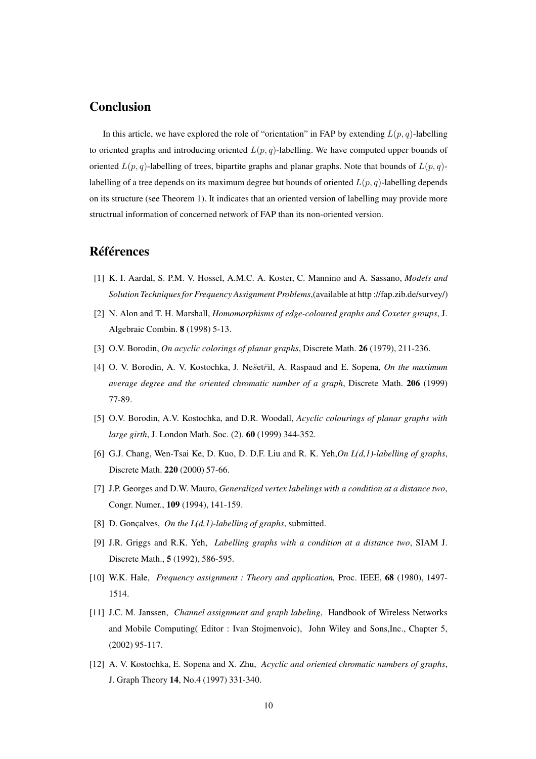## Conclusion

In this article, we have explored the role of "orientation" in FAP by extending $L(p, q)$-labelling to oriented graphs and introducing oriented $L(p, q)$-labelling. We have computed upper bounds of oriented $L(p, q)$-labelling of trees, bipartite graphs and planar graphs. Note that bounds of $L(p, q)$-labelling of a tree depends on its maximum degree but bounds of oriented $L(p, q)$-labelling depends on its structure (see Theorem 1). It indicates that an oriented version of labelling may provide more structrual information of concerned network of FAP than its non-oriented version.

## Références

[1] K. I. Aardal, S. P.M. V. Hossel, A.M.C. A. Koster, C. Mannino and A. Sassano, *Models and Solution Techniques for Frequency Assignment Problems*,(available at http ://fap.zib.de/survey/)

[2] N. Alon and T. H. Marshall, *Homomorphisms of edge-coloured graphs and Coxeter groups*, J. Algebraic Combin. **8** (1998) 5-13.

[3] O.V. Borodin, *On acyclic colorings of planar graphs*, Discrete Math. **26** (1979), 211-236.

[4] O. V. Borodin, A. V. Kostochka, J. Nešetřil, A. Raspaud and E. Sopena, *On the maximum average degree and the oriented chromatic number of a graph*, Discrete Math. **206** (1999) 77-89.

[5] O.V. Borodin, A.V. Kostochka, and D.R. Woodall, *Acyclic colourings of planar graphs with large girth*, J. London Math. Soc. (2). **60** (1999) 344-352.

[6] G.J. Chang, Wen-Tsai Ke, D. Kuo, D. D.F. Liu and R. K. Yeh,*On L(d,1)-labelling of graphs*, Discrete Math. **220** (2000) 57-66.

[7] J.P. Georges and D.W. Mauro, *Generalized vertex labelings with a condition at a distance two*, Congr. Numer., **109** (1994), 141-159.

[8] D. Gonçalves, *On the L(d,1)-labelling of graphs*, submitted.

[9] J.R. Griggs and R.K. Yeh, *Labelling graphs with a condition at a distance two*, SIAM J. Discrete Math., **5** (1992), 586-595.

[10] W.K. Hale, *Frequency assignment : Theory and application,* Proc. IEEE, **68** (1980), 1497-1514.

[11] J.C. M. Janssen, *Channel assignment and graph labeling*, Handbook of Wireless Networks and Mobile Computing( Editor : Ivan Stojmenvoic), John Wiley and Sons,Inc., Chapter 5, (2002) 95-117.

[12] A. V. Kostochka, E. Sopena and X. Zhu, *Acyclic and oriented chromatic numbers of graphs*, J. Graph Theory **14**, No.4 (1997) 331-340.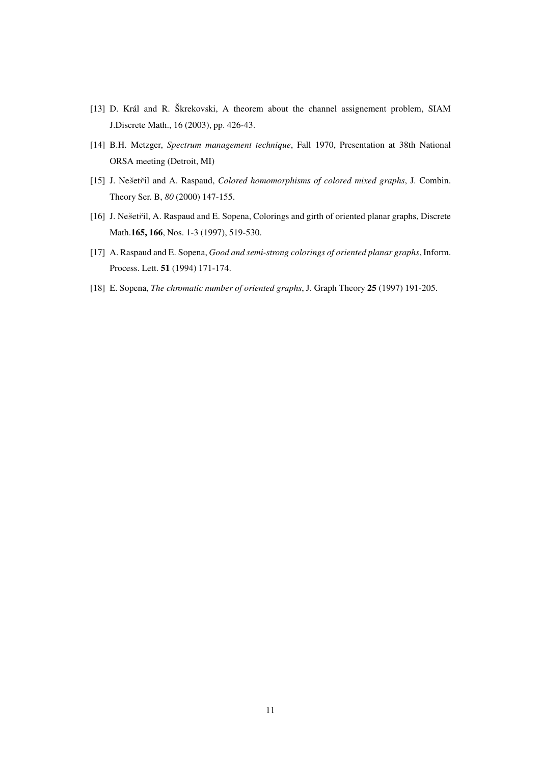[13] D. Král and R. Škrekovski, A theorem about the channel assignement problem, SIAM J.Discrete Math., 16 (2003), pp. 426-43.

[14] B.H. Metzger, *Spectrum management technique*, Fall 1970, Presentation at 38th National ORSA meeting (Detroit, MI)

[15] J. Nešetřil and A. Raspaud, *Colored homomorphisms of colored mixed graphs*, J. Combin. Theory Ser. B, *80* (2000) 147-155.

[16] J. Nešetřil, A. Raspaud and E. Sopena, Colorings and girth of oriented planar graphs, Discrete Math.**165, 166**, Nos. 1-3 (1997), 519-530.

[17] A. Raspaud and E. Sopena, *Good and semi-strong colorings of oriented planar graphs*, Inform. Process. Lett. **51** (1994) 171-174.

[18] E. Sopena, *The chromatic number of oriented graphs*, J. Graph Theory **25** (1997) 191-205.